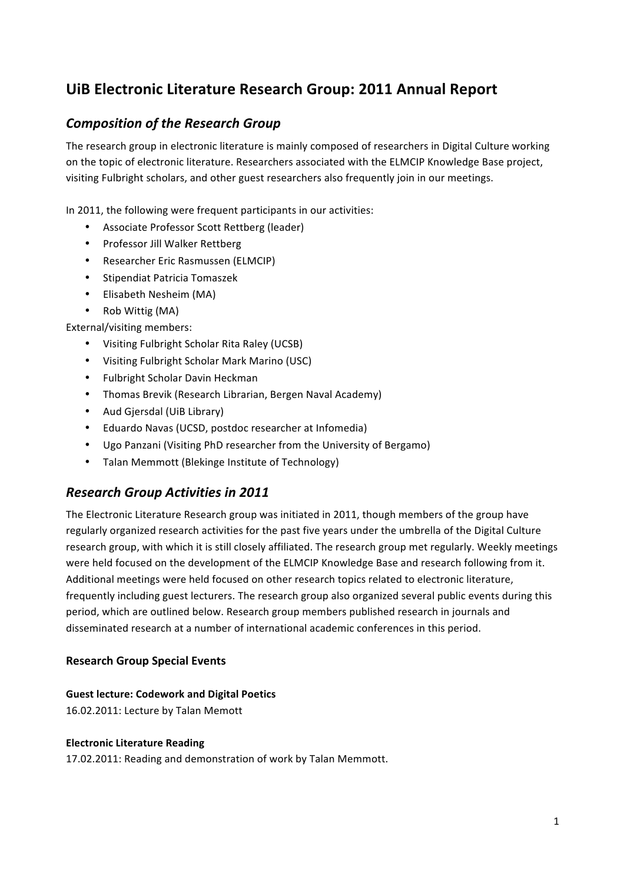# UiB Electronic Literature Research Group: 2011 Annual Report

## *Composition of the Research Group*

The research group in electronic literature is mainly composed of researchers in Digital Culture working on the topic of electronic literature. Researchers associated with the ELMCIP Knowledge Base project, visiting Fulbright scholars, and other guest researchers also frequently join in our meetings.

In 2011, the following were frequent participants in our activities:

- Associate Professor Scott Rettberg (leader)
- Professor Jill Walker Rettberg
- Researcher Eric Rasmussen (ELMCIP)
- Stipendiat Patricia Tomaszek
- Elisabeth Nesheim (MA)
- Rob Wittig (MA)

External/visiting members:

- Visiting Fulbright Scholar Rita Raley (UCSB)
- Visiting Fulbright Scholar Mark Marino (USC)
- Fulbright Scholar Davin Heckman
- Thomas Brevik (Research Librarian, Bergen Naval Academy)
- Aud Gjersdal (UiB Library)
- Eduardo Navas (UCSD, postdoc researcher at Infomedia)
- Ugo Panzani (Visiting PhD researcher from the University of Bergamo)
- Talan Memmott (Blekinge Institute of Technology)

## *Research Group Activities in 2011*

The Electronic Literature Research group was initiated in 2011, though members of the group have regularly organized research activities for the past five years under the umbrella of the Digital Culture research group, with which it is still closely affiliated. The research group met regularly. Weekly meetings were held focused on the development of the ELMCIP Knowledge Base and research following from it. Additional meetings were held focused on other research topics related to electronic literature, frequently including guest lecturers. The research group also organized several public events during this period, which are outlined below. Research group members published research in journals and disseminated research at a number of international academic conferences in this period.

### Research Group Special Events

**Guest lecture: Codework and Digital Poetics**

16.02.2011: Lecture by Talan Memott

**Electronic Literature Reading**

17.02.2011: Reading and demonstration of work by Talan Memmott.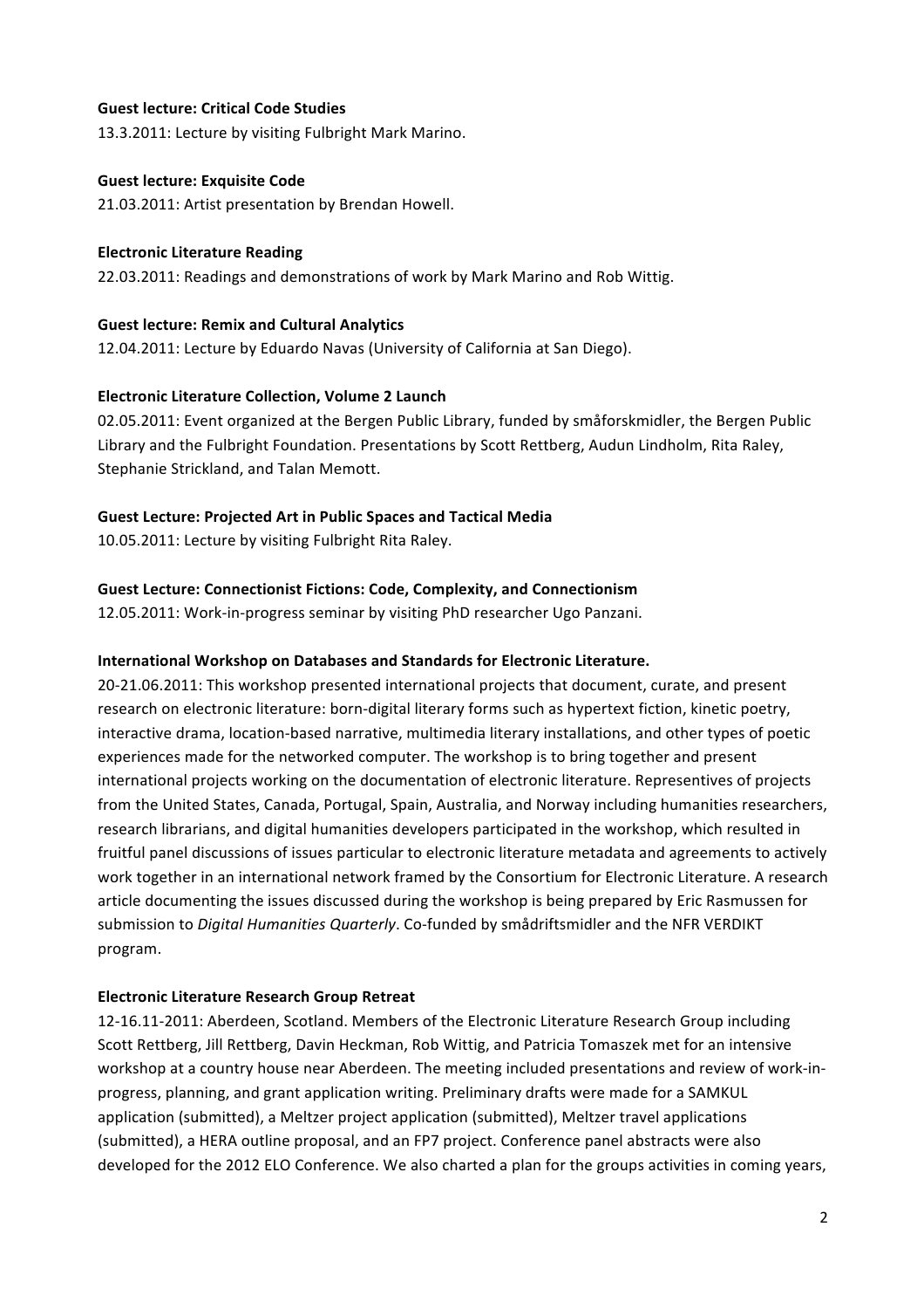**Guest lecture: Critical Code Studies**

13.3.2011: Lecture by visiting Fulbright Mark Marino.

**Guest lecture: Exquisite Code**

21.03.2011: Artist presentation by Brendan Howell.

**Electronic Literature Reading**

22.03.2011: Readings and demonstrations of work by Mark Marino and Rob Wittig.

**Guest lecture: Remix and Cultural Analytics**

12.04.2011: Lecture by Eduardo Navas (University of California at San Diego).

**Electronic Literature Collection, Volume 2 Launch**

02.05.2011: Event organized at the Bergen Public Library, funded by småforskmidler, the Bergen Public Library and the Fulbright Foundation. Presentations by Scott Rettberg, Audun Lindholm, Rita Raley, Stephanie Strickland, and Talan Memott.

**Guest Lecture: Projected Art in Public Spaces and Tactical Media**

10.05.2011: Lecture by visiting Fulbright Rita Raley.

**Guest Lecture: Connectionist Fictions: Code, Complexity, and Connectionism**

12.05.2011: Work-in-progress seminar by visiting PhD researcher Ugo Panzani.

**International Workshop on Databases and Standards for Electronic Literature.**

20-21.06.2011: This workshop presented international projects that document, curate, and present research on electronic literature: born-digital literary forms such as hypertext fiction, kinetic poetry, interactive drama, location-based narrative, multimedia literary installations, and other types of poetic experiences made for the networked computer. The workshop is to bring together and present international projects working on the documentation of electronic literature. Representives of projects from the United States, Canada, Portugal, Spain, Australia, and Norway including humanities researchers, research librarians, and digital humanities developers participated in the workshop, which resulted in fruitful panel discussions of issues particular to electronic literature metadata and agreements to actively work together in an international network framed by the Consortium for Electronic Literature. A research article documenting the issues discussed during the workshop is being prepared by Eric Rasmussen for submission to *Digital Humanities Quarterly*. Co-funded by smådriftsmidler and the NFR VERDIKT program.

**Electronic Literature Research Group Retreat**

12-16.11-2011: Aberdeen, Scotland. Members of the Electronic Literature Research Group including Scott Rettberg, Jill Rettberg, Davin Heckman, Rob Wittig, and Patricia Tomaszek met for an intensive workshop at a country house near Aberdeen. The meeting included presentations and review of work-in-progress, planning, and grant application writing. Preliminary drafts were made for a SAMKUL application (submitted), a Meltzer project application (submitted), Meltzer travel applications (submitted), a HERA outline proposal, and an FP7 project. Conference panel abstracts were also developed for the 2012 ELO Conference. We also charted a plan for the groups activities in coming years,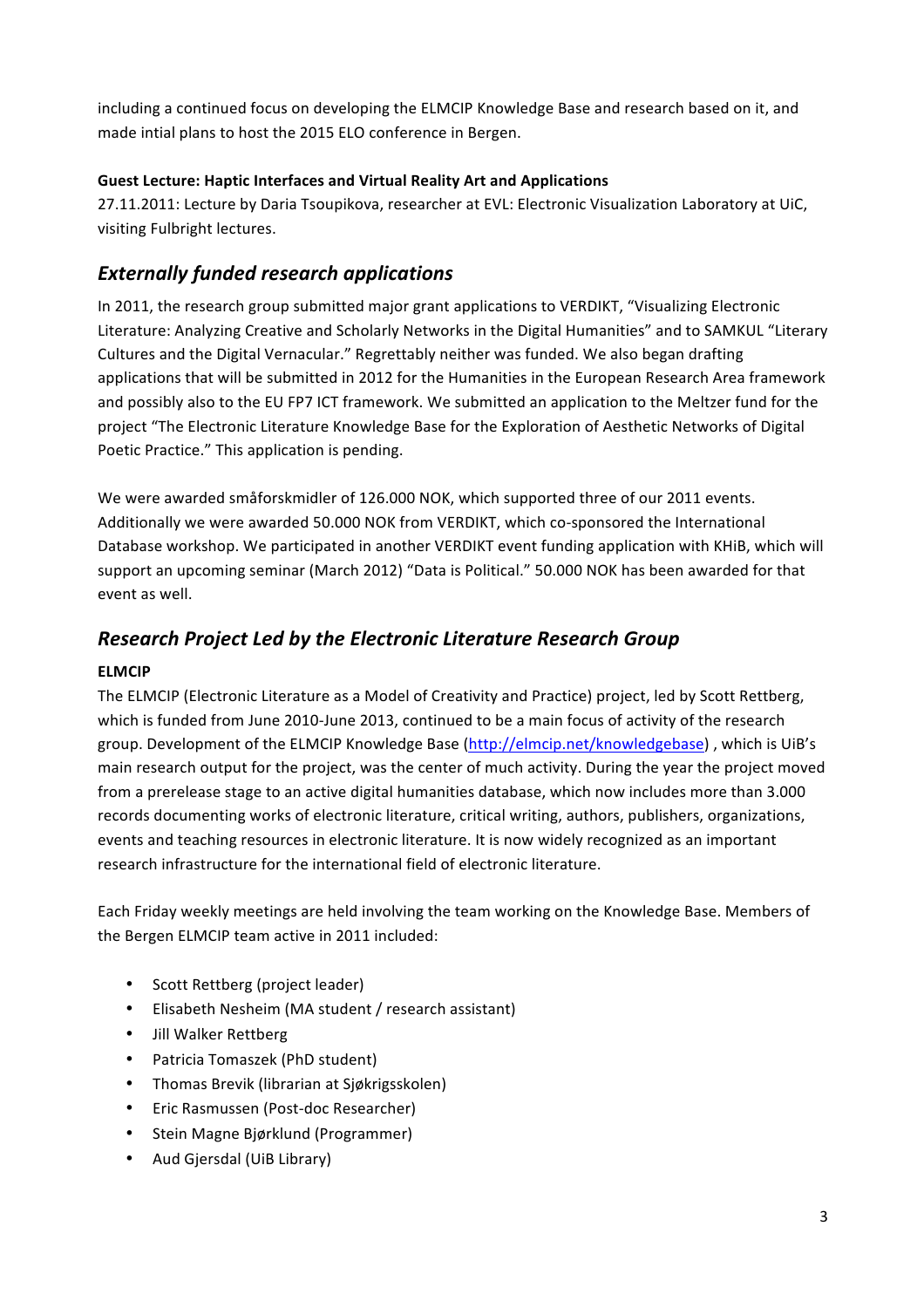including a continued focus on developing the ELMCIP Knowledge Base and research based on it, and made intial plans to host the 2015 ELO conference in Bergen.

**Guest Lecture: Haptic Interfaces and Virtual Reality Art and Applications**

27.11.2011: Lecture by Daria Tsoupikova, researcher at EVL: Electronic Visualization Laboratory at UiC, visiting Fulbright lectures.

## *Externally funded research applications*

In 2011, the research group submitted major grant applications to VERDIKT, "Visualizing Electronic Literature: Analyzing Creative and Scholarly Networks in the Digital Humanities" and to SAMKUL "Literary Cultures and the Digital Vernacular." Regrettably neither was funded. We also began drafting applications that will be submitted in 2012 for the Humanities in the European Research Area framework and possibly also to the EU FP7 ICT framework. We submitted an application to the Meltzer fund for the project "The Electronic Literature Knowledge Base for the Exploration of Aesthetic Networks of Digital Poetic Practice." This application is pending.

We were awarded småforskmidler of 126.000 NOK, which supported three of our 2011 events. Additionally we were awarded 50.000 NOK from VERDIKT, which co-sponsored the International Database workshop. We participated in another VERDIKT event funding application with KHiB, which will support an upcoming seminar (March 2012) "Data is Political." 50.000 NOK has been awarded for that event as well.

## *Research Project Led by the Electronic Literature Research Group*

**ELMCIP**

The ELMCIP (Electronic Literature as a Model of Creativity and Practice) project, led by Scott Rettberg, which is funded from June 2010-June 2013, continued to be a main focus of activity of the research group. Development of the ELMCIP Knowledge Base (http://elmcip.net/knowledgebase) , which is UiB's main research output for the project, was the center of much activity. During the year the project moved from a prerelease stage to an active digital humanities database, which now includes more than 3.000 records documenting works of electronic literature, critical writing, authors, publishers, organizations, events and teaching resources in electronic literature. It is now widely recognized as an important research infrastructure for the international field of electronic literature.

Each Friday weekly meetings are held involving the team working on the Knowledge Base. Members of the Bergen ELMCIP team active in 2011 included:

- Scott Rettberg (project leader)
- Elisabeth Nesheim (MA student / research assistant)
- Jill Walker Rettberg
- Patricia Tomaszek (PhD student)
- Thomas Brevik (librarian at Sjøkrigsskolen)
- Eric Rasmussen (Post-doc Researcher)
- Stein Magne Bjørklund (Programmer)
- Aud Gjersdal (UiB Library)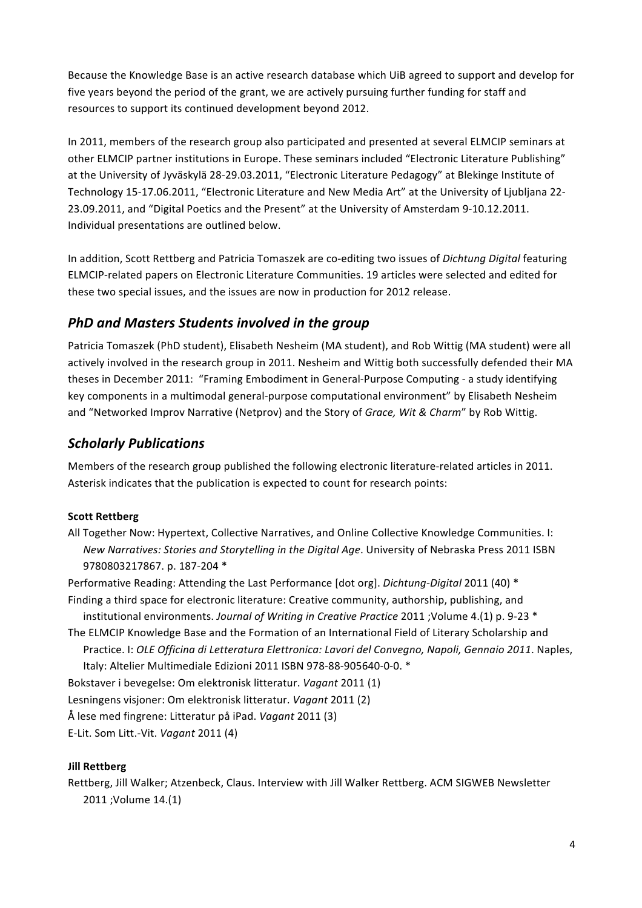Because the Knowledge Base is an active research database which UiB agreed to support and develop for five years beyond the period of the grant, we are actively pursuing further funding for staff and resources to support its continued development beyond 2012.

In 2011, members of the research group also participated and presented at several ELMCIP seminars at other ELMCIP partner institutions in Europe. These seminars included "Electronic Literature Publishing" at the University of Jyväskylä 28-29.03.2011, "Electronic Literature Pedagogy" at Blekinge Institute of Technology 15-17.06.2011, "Electronic Literature and New Media Art" at the University of Ljubljana 22-23.09.2011, and "Digital Poetics and the Present" at the University of Amsterdam 9-10.12.2011. Individual presentations are outlined below.

In addition, Scott Rettberg and Patricia Tomaszek are co-editing two issues of *Dichtung Digital* featuring ELMCIP-related papers on Electronic Literature Communities. 19 articles were selected and edited for these two special issues, and the issues are now in production for 2012 release.

## *PhD and Masters Students involved in the group*

Patricia Tomaszek (PhD student), Elisabeth Nesheim (MA student), and Rob Wittig (MA student) were all actively involved in the research group in 2011. Nesheim and Wittig both successfully defended their MA theses in December 2011: "Framing Embodiment in General-Purpose Computing - a study identifying key components in a multimodal general-purpose computational environment" by Elisabeth Nesheim and "Networked Improv Narrative (Netprov) and the Story of *Grace, Wit & Charm*" by Rob Wittig.

## *Scholarly Publications*

Members of the research group published the following electronic literature-related articles in 2011. Asterisk indicates that the publication is expected to count for research points:

**Scott Rettberg**

All Together Now: Hypertext, Collective Narratives, and Online Collective Knowledge Communities. I: *New Narratives: Stories and Storytelling in the Digital Age*. University of Nebraska Press 2011 ISBN 9780803217867. p. 187-204 *

Performative Reading: Attending the Last Performance [dot org]. *Dichtung-Digital* 2011 (40) *

Finding a third space for electronic literature: Creative community, authorship, publishing, and institutional environments. *Journal of Writing in Creative Practice* 2011 ;Volume 4.(1) p. 9-23 *

The ELMCIP Knowledge Base and the Formation of an International Field of Literary Scholarship and Practice. I: *OLE Officina di Letteratura Elettronica: Lavori del Convegno, Napoli, Gennaio 2011*. Naples, Italy: Altelier Multimediale Edizioni 2011 ISBN 978-88-905640-0-0. *

Bokstaver i bevegelse: Om elektronisk litteratur. *Vagant* 2011 (1)

Lesningens visjoner: Om elektronisk litteratur. *Vagant* 2011 (2)

Å lese med fingrene: Litteratur på iPad. *Vagant* 2011 (3)

E-Lit. Som Litt.-Vit. *Vagant* 2011 (4)

**Jill Rettberg**

Rettberg, Jill Walker; Atzenbeck, Claus. Interview with Jill Walker Rettberg. ACM SIGWEB Newsletter 2011 ;Volume 14.(1)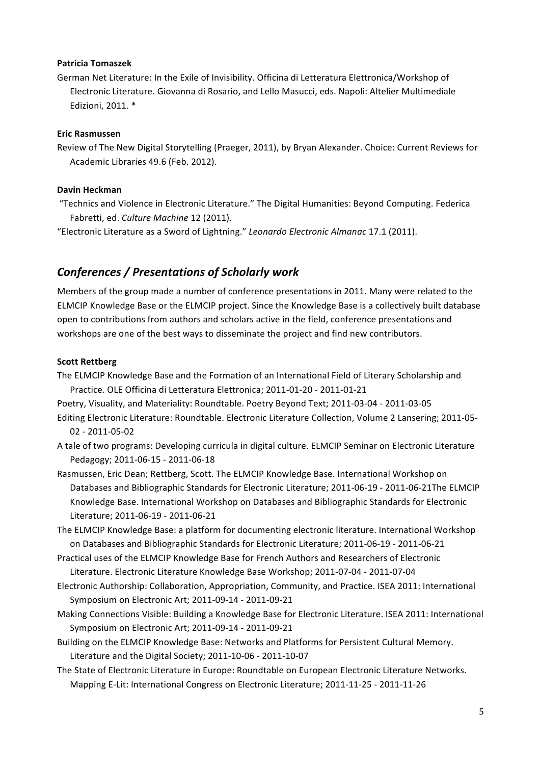**Patricia Tomaszek**

German Net Literature: In the Exile of Invisibility. Officina di Letteratura Elettronica/Workshop of Electronic Literature. Giovanna di Rosario, and Lello Masucci, eds. Napoli: Altelier Multimediale Edizioni, 2011. *

**Eric Rasmussen**

Review of The New Digital Storytelling (Praeger, 2011), by Bryan Alexander. Choice: Current Reviews for Academic Libraries 49.6 (Feb. 2012).

**Davin Heckman**

"Technics and Violence in Electronic Literature." The Digital Humanities: Beyond Computing. Federica Fabretti, ed. *Culture Machine* 12 (2011).

"Electronic Literature as a Sword of Lightning." *Leonardo Electronic Almanac* 17.1 (2011).

## *Conferences / Presentations of Scholarly work*

Members of the group made a number of conference presentations in 2011. Many were related to the ELMCIP Knowledge Base or the ELMCIP project. Since the Knowledge Base is a collectively built database open to contributions from authors and scholars active in the field, conference presentations and workshops are one of the best ways to disseminate the project and find new contributors.

**Scott Rettberg**

The ELMCIP Knowledge Base and the Formation of an International Field of Literary Scholarship and Practice. OLE Officina di Letteratura Elettronica; 2011-01-20 - 2011-01-21

Poetry, Visuality, and Materiality: Roundtable. Poetry Beyond Text; 2011-03-04 - 2011-03-05

Editing Electronic Literature: Roundtable. Electronic Literature Collection, Volume 2 Lansering; 2011-05-02 - 2011-05-02

A tale of two programs: Developing curricula in digital culture. ELMCIP Seminar on Electronic Literature Pedagogy; 2011-06-15 - 2011-06-18

Rasmussen, Eric Dean; Rettberg, Scott. The ELMCIP Knowledge Base. International Workshop on Databases and Bibliographic Standards for Electronic Literature; 2011-06-19 - 2011-06-21The ELMCIP Knowledge Base. International Workshop on Databases and Bibliographic Standards for Electronic Literature; 2011-06-19 - 2011-06-21

The ELMCIP Knowledge Base: a platform for documenting electronic literature. International Workshop on Databases and Bibliographic Standards for Electronic Literature; 2011-06-19 - 2011-06-21

Practical uses of the ELMCIP Knowledge Base for French Authors and Researchers of Electronic Literature. Electronic Literature Knowledge Base Workshop; 2011-07-04 - 2011-07-04

Electronic Authorship: Collaboration, Appropriation, Community, and Practice. ISEA 2011: International Symposium on Electronic Art; 2011-09-14 - 2011-09-21

Making Connections Visible: Building a Knowledge Base for Electronic Literature. ISEA 2011: International Symposium on Electronic Art; 2011-09-14 - 2011-09-21

Building on the ELMCIP Knowledge Base: Networks and Platforms for Persistent Cultural Memory. Literature and the Digital Society; 2011-10-06 - 2011-10-07

The State of Electronic Literature in Europe: Roundtable on European Electronic Literature Networks. Mapping E-Lit: International Congress on Electronic Literature; 2011-11-25 - 2011-11-26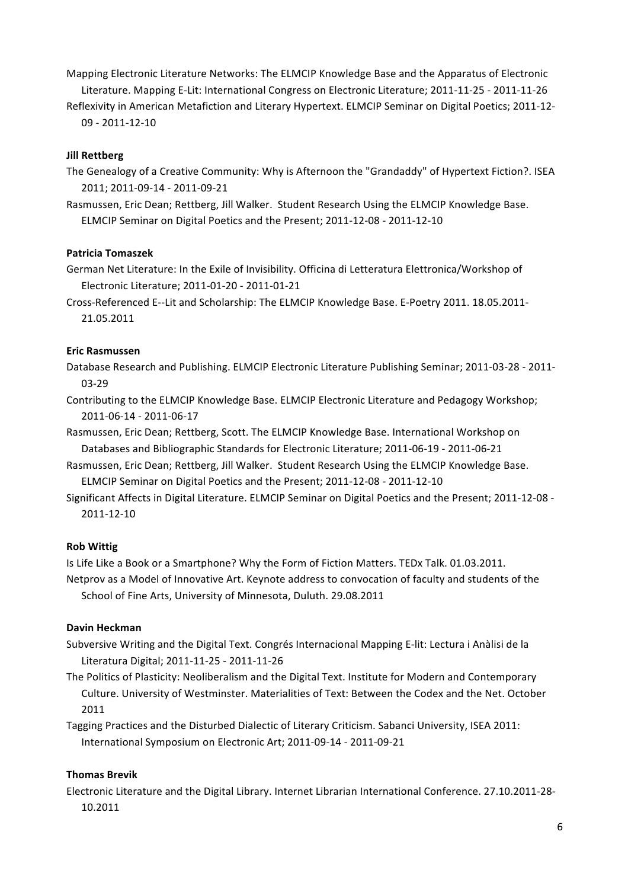Mapping Electronic Literature Networks: The ELMCIP Knowledge Base and the Apparatus of Electronic Literature. Mapping E-Lit: International Congress on Electronic Literature; 2011-11-25 - 2011-11-26

Reflexivity in American Metafiction and Literary Hypertext. ELMCIP Seminar on Digital Poetics; 2011-12-09 - 2011-12-10

**Jill Rettberg**

The Genealogy of a Creative Community: Why is Afternoon the "Grandaddy" of Hypertext Fiction?. ISEA 2011; 2011-09-14 - 2011-09-21

Rasmussen, Eric Dean; Rettberg, Jill Walker. Student Research Using the ELMCIP Knowledge Base. ELMCIP Seminar on Digital Poetics and the Present; 2011-12-08 - 2011-12-10

**Patricia Tomaszek**

German Net Literature: In the Exile of Invisibility. Officina di Letteratura Elettronica/Workshop of Electronic Literature; 2011-01-20 - 2011-01-21

Cross-Referenced E--Lit and Scholarship: The ELMCIP Knowledge Base. E-Poetry 2011. 18.05.2011-21.05.2011

**Eric Rasmussen**

Database Research and Publishing. ELMCIP Electronic Literature Publishing Seminar; 2011-03-28 - 2011-03-29

Contributing to the ELMCIP Knowledge Base. ELMCIP Electronic Literature and Pedagogy Workshop; 2011-06-14 - 2011-06-17

Rasmussen, Eric Dean; Rettberg, Scott. The ELMCIP Knowledge Base. International Workshop on Databases and Bibliographic Standards for Electronic Literature; 2011-06-19 - 2011-06-21

Rasmussen, Eric Dean; Rettberg, Jill Walker. Student Research Using the ELMCIP Knowledge Base. ELMCIP Seminar on Digital Poetics and the Present; 2011-12-08 - 2011-12-10

Significant Affects in Digital Literature. ELMCIP Seminar on Digital Poetics and the Present; 2011-12-08 - 2011-12-10

**Rob Wittig**

Is Life Like a Book or a Smartphone? Why the Form of Fiction Matters. TEDx Talk. 01.03.2011.

Netprov as a Model of Innovative Art. Keynote address to convocation of faculty and students of the School of Fine Arts, University of Minnesota, Duluth. 29.08.2011

**Davin Heckman**

Subversive Writing and the Digital Text. Congrés Internacional Mapping E-lit: Lectura i Anàlisi de la Literatura Digital; 2011-11-25 - 2011-11-26

The Politics of Plasticity: Neoliberalism and the Digital Text. Institute for Modern and Contemporary Culture. University of Westminster. Materialities of Text: Between the Codex and the Net. October 2011

Tagging Practices and the Disturbed Dialectic of Literary Criticism. Sabanci University, ISEA 2011: International Symposium on Electronic Art; 2011-09-14 - 2011-09-21

**Thomas Brevik**

Electronic Literature and the Digital Library. Internet Librarian International Conference. 27.10.2011-28-10.2011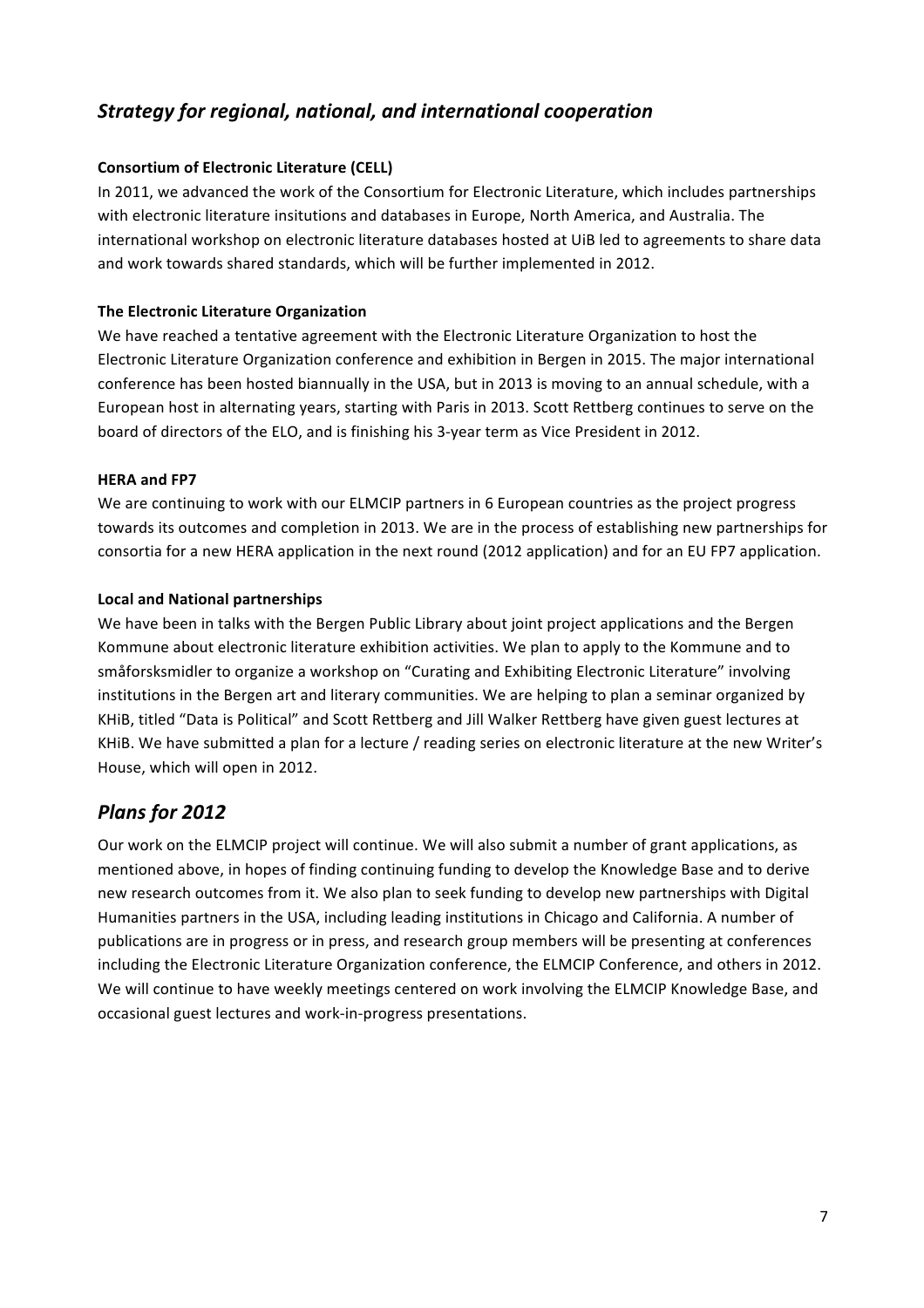## *Strategy for regional, national, and international cooperation*

**Consortium of Electronic Literature (CELL)**

In 2011, we advanced the work of the Consortium for Electronic Literature, which includes partnerships with electronic literature insitutions and databases in Europe, North America, and Australia. The international workshop on electronic literature databases hosted at UiB led to agreements to share data and work towards shared standards, which will be further implemented in 2012.

**The Electronic Literature Organization**

We have reached a tentative agreement with the Electronic Literature Organization to host the Electronic Literature Organization conference and exhibition in Bergen in 2015. The major international conference has been hosted biannually in the USA, but in 2013 is moving to an annual schedule, with a European host in alternating years, starting with Paris in 2013. Scott Rettberg continues to serve on the board of directors of the ELO, and is finishing his 3-year term as Vice President in 2012.

**HERA and FP7**

We are continuing to work with our ELMCIP partners in 6 European countries as the project progress towards its outcomes and completion in 2013. We are in the process of establishing new partnerships for consortia for a new HERA application in the next round (2012 application) and for an EU FP7 application.

**Local and National partnerships**

We have been in talks with the Bergen Public Library about joint project applications and the Bergen Kommune about electronic literature exhibition activities. We plan to apply to the Kommune and to småforsksmidler to organize a workshop on "Curating and Exhibiting Electronic Literature" involving institutions in the Bergen art and literary communities. We are helping to plan a seminar organized by KHiB, titled "Data is Political" and Scott Rettberg and Jill Walker Rettberg have given guest lectures at KHiB. We have submitted a plan for a lecture / reading series on electronic literature at the new Writer's House, which will open in 2012.

## *Plans for 2012*

Our work on the ELMCIP project will continue. We will also submit a number of grant applications, as mentioned above, in hopes of finding continuing funding to develop the Knowledge Base and to derive new research outcomes from it. We also plan to seek funding to develop new partnerships with Digital Humanities partners in the USA, including leading institutions in Chicago and California. A number of publications are in progress or in press, and research group members will be presenting at conferences including the Electronic Literature Organization conference, the ELMCIP Conference, and others in 2012. We will continue to have weekly meetings centered on work involving the ELMCIP Knowledge Base, and occasional guest lectures and work-in-progress presentations.